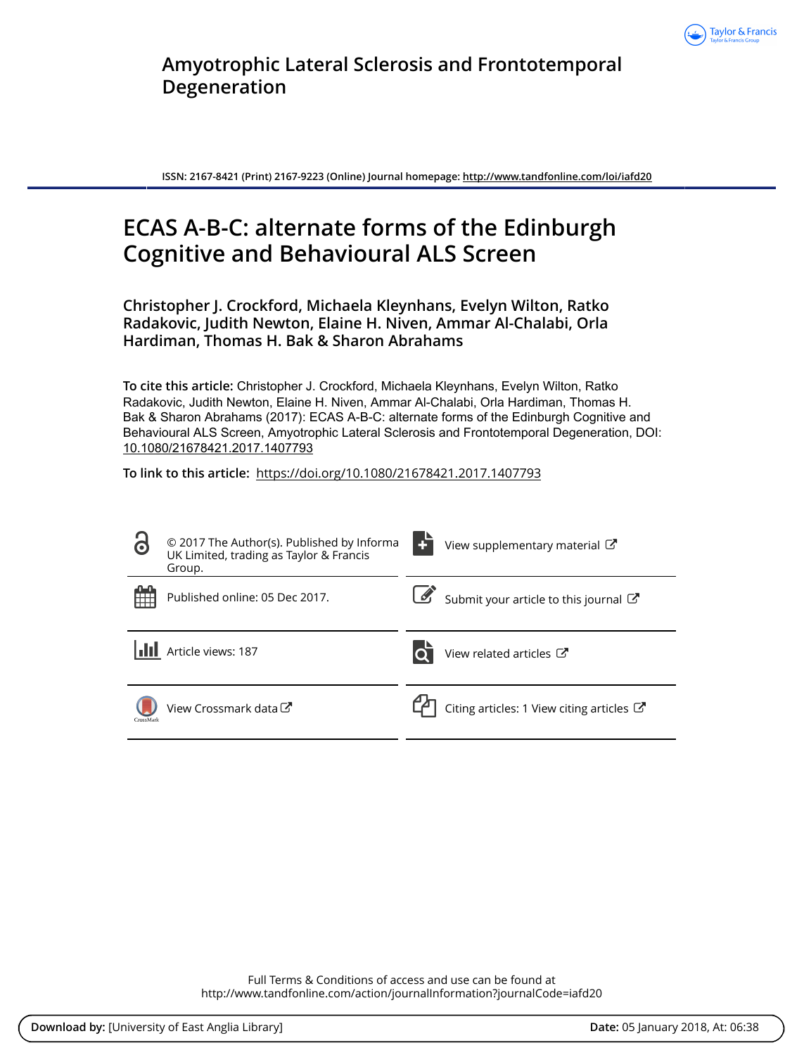# Amyotrophic Lateral Sclerosis and Frontotemporal Degeneration

**ISSN: 2167-8421 (Print) 2167-9223 (Online) Journal homepage: http://www.tandfonline.com/loi/iafd20**

# ECAS A-B-C: alternate forms of the Edinburgh Cognitive and Behavioural ALS Screen

**Christopher J. Crockford, Michaela Kleynhans, Evelyn Wilton, Ratko Radakovic, Judith Newton, Elaine H. Niven, Ammar Al-Chalabi, Orla Hardiman, Thomas H. Bak & Sharon Abrahams**

**To cite this article:** Christopher J. Crockford, Michaela Kleynhans, Evelyn Wilton, Ratko Radakovic, Judith Newton, Elaine H. Niven, Ammar Al-Chalabi, Orla Hardiman, Thomas H. Bak & Sharon Abrahams (2017): ECAS A-B-C: alternate forms of the Edinburgh Cognitive and Behavioural ALS Screen, Amyotrophic Lateral Sclerosis and Frontotemporal Degeneration, DOI: 10.1080/21678421.2017.1407793

**To link to this article:** https://doi.org/10.1080/21678421.2017.1407793

© 2017 The Author(s). Published by Informa UK Limited, trading as Taylor & Francis Group.

View supplementary material

Published online: 05 Dec 2017.

Submit your article to this journal

Article views: 187

View related articles

View Crossmark data

Citing articles: 1 View citing articles

Full Terms & Conditions of access and use can be found at http://www.tandfonline.com/action/journalInformation?journalCode=iafd20

**Download by:** [University of East Anglia Library] **Date:** 05 January 2018, At: 06:38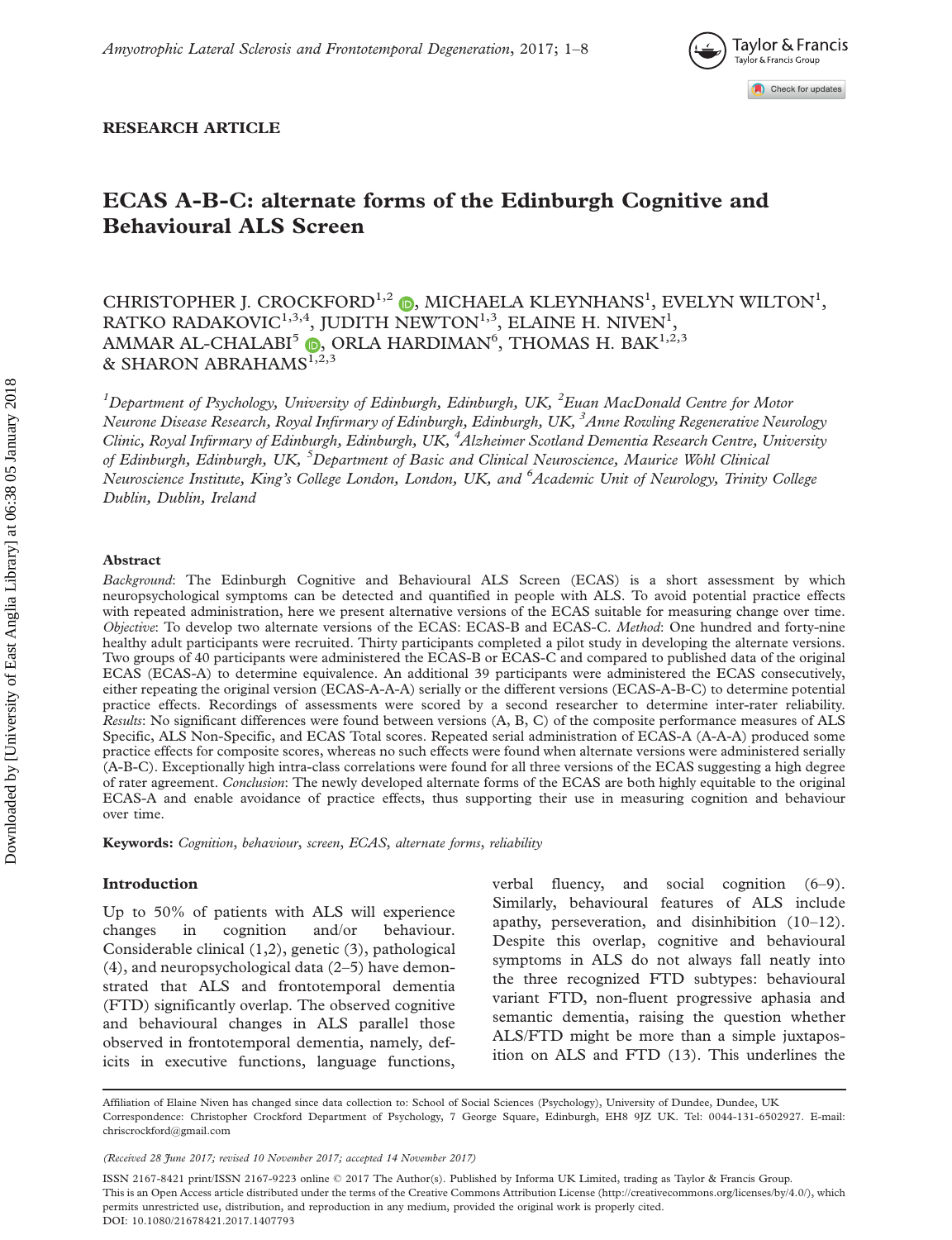# ECAS A-B-C: alternate forms of the Edinburgh Cognitive and Behavioural ALS Screen

CHRISTOPHER J. CROCKFORD[1,2], MICHAELA KLEYNHANS[1], EVELYN WILTON[1], RATKO RADAKOVIC[1,3,4], JUDITH NEWTON[1,3], ELAINE H. NIVEN[1], AMMAR AL-CHALABI[5], ORLA HARDIMAN[6], THOMAS H. BAK[1,2,3] & SHARON ABRAHAMS[1,2,3]

*[1]Department of Psychology, University of Edinburgh, Edinburgh, UK, [2]Euan MacDonald Centre for Motor Neurone Disease Research, Royal Infirmary of Edinburgh, Edinburgh, UK, [3]Anne Rowling Regenerative Neurology Clinic, Royal Infirmary of Edinburgh, Edinburgh, UK, [4]Alzheimer Scotland Dementia Research Centre, University of Edinburgh, Edinburgh, UK, [5]Department of Basic and Clinical Neuroscience, Maurice Wohl Clinical Neuroscience Institute, King's College London, London, UK, and [6]Academic Unit of Neurology, Trinity College Dublin, Dublin, Ireland*

## Abstract

*Background*: The Edinburgh Cognitive and Behavioural ALS Screen (ECAS) is a short assessment by which neuropsychological symptoms can be detected and quantified in people with ALS. To avoid potential practice effects with repeated administration, here we present alternative versions of the ECAS suitable for measuring change over time. *Objective*: To develop two alternate versions of the ECAS: ECAS-B and ECAS-C. *Method*: One hundred and forty-nine healthy adult participants were recruited. Thirty participants completed a pilot study in developing the alternate versions. Two groups of 40 participants were administered the ECAS-B or ECAS-C and compared to published data of the original ECAS (ECAS-A) to determine equivalence. An additional 39 participants were administered the ECAS consecutively, either repeating the original version (ECAS-A-A-A) serially or the different versions (ECAS-A-B-C) to determine potential practice effects. Recordings of assessments were scored by a second researcher to determine inter-rater reliability. *Results*: No significant differences were found between versions (A, B, C) of the composite performance measures of ALS Specific, ALS Non-Specific, and ECAS Total scores. Repeated serial administration of ECAS-A (A-A-A) produced some practice effects for composite scores, whereas no such effects were found when alternate versions were administered serially (A-B-C). Exceptionally high intra-class correlations were found for all three versions of the ECAS suggesting a high degree of rater agreement. *Conclusion*: The newly developed alternate forms of the ECAS are both highly equitable to the original ECAS-A and enable avoidance of practice effects, thus supporting their use in measuring cognition and behaviour over time.

**Keywords:** *Cognition*, *behaviour*, *screen*, *ECAS*, *alternate forms*, *reliability*

## Introduction

Up to 50% of patients with ALS will experience changes in cognition and/or behaviour. Considerable clinical (1,2), genetic (3), pathological (4), and neuropsychological data (2–5) have demonstrated that ALS and frontotemporal dementia (FTD) significantly overlap. The observed cognitive and behavioural changes in ALS parallel those observed in frontotemporal dementia, namely, deficits in executive functions, language functions, verbal fluency, and social cognition (6–9). Similarly, behavioural features of ALS include apathy, perseveration, and disinhibition (10–12). Despite this overlap, cognitive and behavioural symptoms in ALS do not always fall neatly into the three recognized FTD subtypes: behavioural variant FTD, non-fluent progressive aphasia and semantic dementia, raising the question whether ALS/FTD might be more than a simple juxtaposition on ALS and FTD (13). This underlines the

Affiliation of Elaine Niven has changed since data collection to: School of Social Sciences (Psychology), University of Dundee, Dundee, UK

Correspondence: Christopher Crockford Department of Psychology, 7 George Square, Edinburgh, EH8 9JZ UK. Tel: 0044-131-6502927. E-mail: chriscrockford@gmail.com

*(Received 28 June 2017; revised 10 November 2017; accepted 14 November 2017)*

ISSN 2167-8421 print/ISSN 2167-9223 online © 2017 The Author(s). Published by Informa UK Limited, trading as Taylor & Francis Group.
This is an Open Access article distributed under the terms of the Creative Commons Attribution License (http://creativecommons.org/licenses/by/4.0/), which permits unrestricted use, distribution, and reproduction in any medium, provided the original work is properly cited.
DOI: 10.1080/21678421.2017.1407793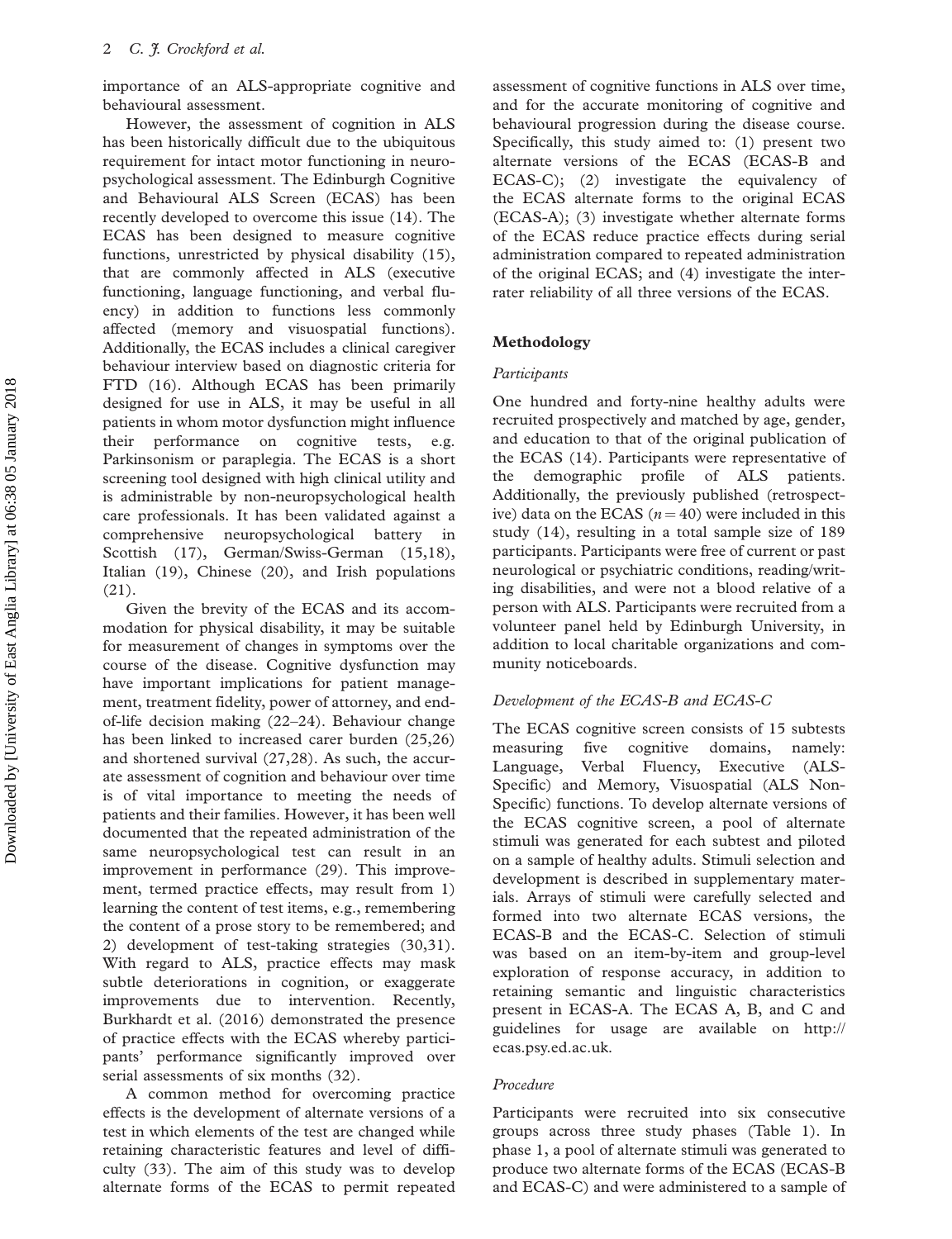importance of an ALS-appropriate cognitive and behavioural assessment.

However, the assessment of cognition in ALS has been historically difficult due to the ubiquitous requirement for intact motor functioning in neuropsychological assessment. The Edinburgh Cognitive and Behavioural ALS Screen (ECAS) has been recently developed to overcome this issue (14). The ECAS has been designed to measure cognitive functions, unrestricted by physical disability (15), that are commonly affected in ALS (executive functioning, language functioning, and verbal fluency) in addition to functions less commonly affected (memory and visuospatial functions). Additionally, the ECAS includes a clinical caregiver behaviour interview based on diagnostic criteria for FTD (16). Although ECAS has been primarily designed for use in ALS, it may be useful in all patients in whom motor dysfunction might influence their performance on cognitive tests, e.g. Parkinsonism or paraplegia. The ECAS is a short screening tool designed with high clinical utility and is administrable by non-neuropsychological health care professionals. It has been validated against a comprehensive neuropsychological battery in Scottish (17), German/Swiss-German (15,18), Italian (19), Chinese (20), and Irish populations (21).

Given the brevity of the ECAS and its accommodation for physical disability, it may be suitable for measurement of changes in symptoms over the course of the disease. Cognitive dysfunction may have important implications for patient management, treatment fidelity, power of attorney, and end-of-life decision making (22–24). Behaviour change has been linked to increased carer burden (25,26) and shortened survival (27,28). As such, the accurate assessment of cognition and behaviour over time is of vital importance to meeting the needs of patients and their families. However, it has been well documented that the repeated administration of the same neuropsychological test can result in an improvement in performance (29). This improvement, termed practice effects, may result from 1) learning the content of test items, e.g., remembering the content of a prose story to be remembered; and 2) development of test-taking strategies (30,31). With regard to ALS, practice effects may mask subtle deteriorations in cognition, or exaggerate improvements due to intervention. Recently, Burkhardt et al. (2016) demonstrated the presence of practice effects with the ECAS whereby participants' performance significantly improved over serial assessments of six months (32).

A common method for overcoming practice effects is the development of alternate versions of a test in which elements of the test are changed while retaining characteristic features and level of difficulty (33). The aim of this study was to develop alternate forms of the ECAS to permit repeated assessment of cognitive functions in ALS over time, and for the accurate monitoring of cognitive and behavioural progression during the disease course. Specifically, this study aimed to: (1) present two alternate versions of the ECAS (ECAS-B and ECAS-C); (2) investigate the equivalency of the ECAS alternate forms to the original ECAS (ECAS-A); (3) investigate whether alternate forms of the ECAS reduce practice effects during serial administration compared to repeated administration of the original ECAS; and (4) investigate the inter-rater reliability of all three versions of the ECAS.

## Methodology

### *Participants*

One hundred and forty-nine healthy adults were recruited prospectively and matched by age, gender, and education to that of the original publication of the ECAS (14). Participants were representative of the demographic profile of ALS patients. Additionally, the previously published (retrospective) data on the ECAS ($n = 40$) were included in this study (14), resulting in a total sample size of 189 participants. Participants were free of current or past neurological or psychiatric conditions, reading/writing disabilities, and were not a blood relative of a person with ALS. Participants were recruited from a volunteer panel held by Edinburgh University, in addition to local charitable organizations and community noticeboards.

### *Development of the ECAS-B and ECAS-C*

The ECAS cognitive screen consists of 15 subtests measuring five cognitive domains, namely: Language, Verbal Fluency, Executive (ALS-Specific) and Memory, Visuospatial (ALS Non-Specific) functions. To develop alternate versions of the ECAS cognitive screen, a pool of alternate stimuli was generated for each subtest and piloted on a sample of healthy adults. Stimuli selection and development is described in supplementary materials. Arrays of stimuli were carefully selected and formed into two alternate ECAS versions, the ECAS-B and the ECAS-C. Selection of stimuli was based on an item-by-item and group-level exploration of response accuracy, in addition to retaining semantic and linguistic characteristics present in ECAS-A. The ECAS A, B, and C and guidelines for usage are available on http://ecas.psy.ed.ac.uk.

### *Procedure*

Participants were recruited into six consecutive groups across three study phases (Table 1). In phase 1, a pool of alternate stimuli was generated to produce two alternate forms of the ECAS (ECAS-B and ECAS-C) and were administered to a sample of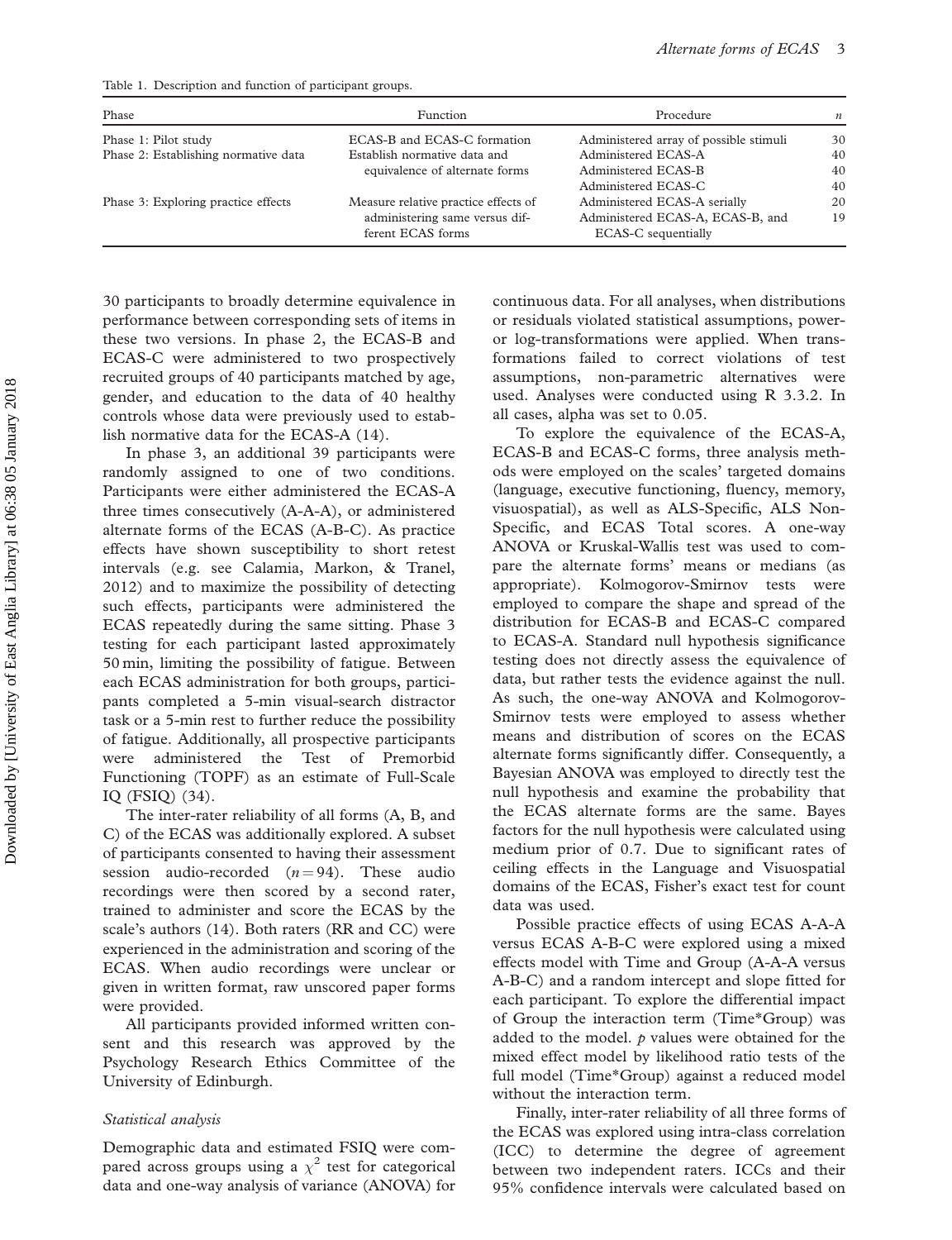Table 1. Description and function of participant groups.

| Phase | Function | Procedure | *n* |
|---|---|---|---|
| Phase 1: Pilot study | ECAS-B and ECAS-C formation | Administered array of possible stimuli | 30 |
| Phase 2: Establishing normative data | Establish normative data and equivalence of alternate forms | Administered ECAS-A | 40 |
| | | Administered ECAS-B | 40 |
| | | Administered ECAS-C | 40 |
| Phase 3: Exploring practice effects | Measure relative practice effects of administering same versus different ECAS forms | Administered ECAS-A serially | 20 |
| | | Administered ECAS-A, ECAS-B, and ECAS-C sequentially | 19 |

30 participants to broadly determine equivalence in performance between corresponding sets of items in these two versions. In phase 2, the ECAS-B and ECAS-C were administered to two prospectively recruited groups of 40 participants matched by age, gender, and education to the data of 40 healthy controls whose data were previously used to establish normative data for the ECAS-A (14).

In phase 3, an additional 39 participants were randomly assigned to one of two conditions. Participants were either administered the ECAS-A three times consecutively (A-A-A), or administered alternate forms of the ECAS (A-B-C). As practice effects have shown susceptibility to short retest intervals (e.g. see Calamia, Markon, & Tranel, 2012) and to maximize the possibility of detecting such effects, participants were administered the ECAS repeatedly during the same sitting. Phase 3 testing for each participant lasted approximately 50 min, limiting the possibility of fatigue. Between each ECAS administration for both groups, participants completed a 5-min visual-search distractor task or a 5-min rest to further reduce the possibility of fatigue. Additionally, all prospective participants were administered the Test of Premorbid Functioning (TOPF) as an estimate of Full-Scale IQ (FSIQ) (34).

The inter-rater reliability of all forms (A, B, and C) of the ECAS was additionally explored. A subset of participants consented to having their assessment session audio-recorded ($n = 94$). These audio recordings were then scored by a second rater, trained to administer and score the ECAS by the scale's authors (14). Both raters (RR and CC) were experienced in the administration and scoring of the ECAS. When audio recordings were unclear or given in written format, raw unscored paper forms were provided.

All participants provided informed written consent and this research was approved by the Psychology Research Ethics Committee of the University of Edinburgh.

### *Statistical analysis*

Demographic data and estimated FSIQ were compared across groups using a $\chi^2$ test for categorical data and one-way analysis of variance (ANOVA) for continuous data. For all analyses, when distributions or residuals violated statistical assumptions, power- or log-transformations were applied. When transformations failed to correct violations of test assumptions, non-parametric alternatives were used. Analyses were conducted using R 3.3.2. In all cases, alpha was set to 0.05.

To explore the equivalence of the ECAS-A, ECAS-B and ECAS-C forms, three analysis methods were employed on the scales' targeted domains (language, executive functioning, fluency, memory, visuospatial), as well as ALS-Specific, ALS Non-Specific, and ECAS Total scores. A one-way ANOVA or Kruskal-Wallis test was used to compare the alternate forms' means or medians (as appropriate). Kolmogorov-Smirnov tests were employed to compare the shape and spread of the distribution for ECAS-B and ECAS-C compared to ECAS-A. Standard null hypothesis significance testing does not directly assess the equivalence of data, but rather tests the evidence against the null. As such, the one-way ANOVA and Kolmogorov-Smirnov tests were employed to assess whether means and distribution of scores on the ECAS alternate forms significantly differ. Consequently, a Bayesian ANOVA was employed to directly test the null hypothesis and examine the probability that the ECAS alternate forms are the same. Bayes factors for the null hypothesis were calculated using medium prior of 0.7. Due to significant rates of ceiling effects in the Language and Visuospatial domains of the ECAS, Fisher's exact test for count data was used.

Possible practice effects of using ECAS A-A-A versus ECAS A-B-C were explored using a mixed effects model with Time and Group (A-A-A versus A-B-C) and a random intercept and slope fitted for each participant. To explore the differential impact of Group the interaction term (Time*Group) was added to the model. *p* values were obtained for the mixed effect model by likelihood ratio tests of the full model (Time*Group) against a reduced model without the interaction term.

Finally, inter-rater reliability of all three forms of the ECAS was explored using intra-class correlation (ICC) to determine the degree of agreement between two independent raters. ICCs and their 95% confidence intervals were calculated based on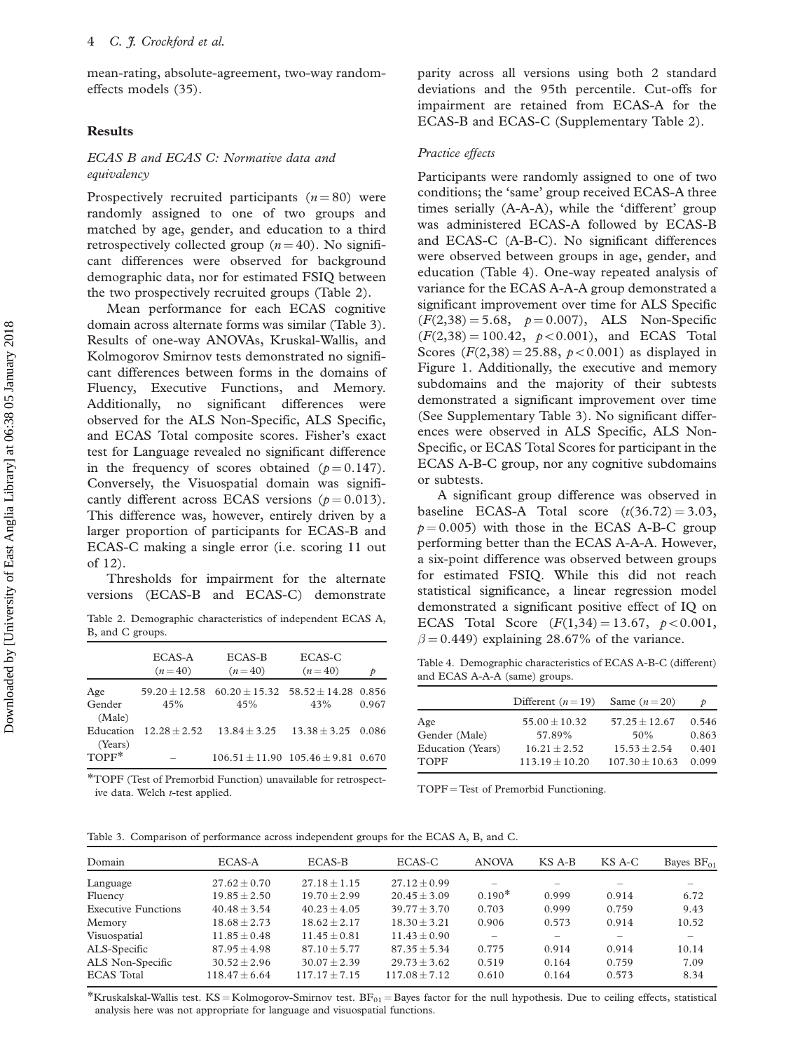mean-rating, absolute-agreement, two-way random-effects models (35).

## Results

### *ECAS B and ECAS C: Normative data and equivalency*

Prospectively recruited participants ($n = 80$) were randomly assigned to one of two groups and matched by age, gender, and education to a third retrospectively collected group ($n = 40$). No significant differences were observed for background demographic data, nor for estimated FSIQ between the two prospectively recruited groups (Table 2).

Mean performance for each ECAS cognitive domain across alternate forms was similar (Table 3). Results of one-way ANOVAs, Kruskal-Wallis, and Kolmogorov Smirnov tests demonstrated no significant differences between forms in the domains of Fluency, Executive Functions, and Memory. Additionally, no significant differences were observed for the ALS Non-Specific, ALS Specific, and ECAS Total composite scores. Fisher's exact test for Language revealed no significant difference in the frequency of scores obtained ($p = 0.147$). Conversely, the Visuospatial domain was significantly different across ECAS versions ($p = 0.013$). This difference was, however, entirely driven by a larger proportion of participants for ECAS-B and ECAS-C making a single error (i.e. scoring 11 out of 12).

Thresholds for impairment for the alternate versions (ECAS-B and ECAS-C) demonstrate parity across all versions using both 2 standard deviations and the 95th percentile. Cut-offs for impairment are retained from ECAS-A for the ECAS-B and ECAS-C (Supplementary Table 2).

Table 2. Demographic characteristics of independent ECAS A, B, and C groups.

| | ECAS-A ($n = 40$) | ECAS-B ($n = 40$) | ECAS-C ($n = 40$) | $p$ |
|---|---|---|---|---|
| Age | 59.20 ± 12.58 | 60.20 ± 15.32 | 58.52 ± 14.28 | 0.856 |
| Gender (Male) | 45% | 45% | 43% | 0.967 |
| Education (Years) | 12.28 ± 2.52 | 13.84 ± 3.25 | 13.38 ± 3.25 | 0.086 |
| TOPF* | – | 106.51 ± 11.90 | 105.46 ± 9.81 | 0.670 |

*TOPF (Test of Premorbid Function) unavailable for retrospective data. Welch *t*-test applied.

### *Practice effects*

Participants were randomly assigned to one of two conditions; the 'same' group received ECAS-A three times serially (A-A-A), while the 'different' group was administered ECAS-A followed by ECAS-B and ECAS-C (A-B-C). No significant differences were observed between groups in age, gender, and education (Table 4). One-way repeated analysis of variance for the ECAS A-A-A group demonstrated a significant improvement over time for ALS Specific ($F(2,38) = 5.68$, $p = 0.007$), ALS Non-Specific ($F(2,38) = 100.42$, $p < 0.001$), and ECAS Total Scores ($F(2,38) = 25.88$, $p < 0.001$) as displayed in Figure 1. Additionally, the executive and memory subdomains and the majority of their subtests demonstrated a significant improvement over time (See Supplementary Table 3). No significant differences were observed in ALS Specific, ALS Non-Specific, or ECAS Total Scores for participant in the ECAS A-B-C group, nor any cognitive subdomains or subtests.

A significant group difference was observed in baseline ECAS-A Total score ($t(36.72) = 3.03$, $p = 0.005$) with those in the ECAS A-B-C group performing better than the ECAS A-A-A. However, a six-point difference was observed between groups for estimated FSIQ. While this did not reach statistical significance, a linear regression model demonstrated a significant positive effect of IQ on ECAS Total Score ($F(1,34) = 13.67$, $p < 0.001$, $\beta = 0.449$) explaining 28.67% of the variance.

Table 4. Demographic characteristics of ECAS A-B-C (different) and ECAS A-A-A (same) groups.

| | Different ($n = 19$) | Same ($n = 20$) | $p$ |
|---|---|---|---|
| Age | 55.00 ± 10.32 | 57.25 ± 12.67 | 0.546 |
| Gender (Male) | 57.89% | 50% | 0.863 |
| Education (Years) | 16.21 ± 2.52 | 15.53 ± 2.54 | 0.401 |
| TOPF | 113.19 ± 10.20 | 107.30 ± 10.63 | 0.099 |

TOPF = Test of Premorbid Functioning.

Table 3. Comparison of performance across independent groups for the ECAS A, B, and C.

| Domain | ECAS-A | ECAS-B | ECAS-C | ANOVA | KS A-B | KS A-C | Bayes $BF_{01}$ |
|---|---|---|---|---|---|---|---|
| Language | 27.62 ± 0.70 | 27.18 ± 1.15 | 27.12 ± 0.99 | – | – | – | – |
| Fluency | 19.85 ± 2.50 | 19.70 ± 2.99 | 20.45 ± 3.09 | 0.190* | 0.999 | 0.914 | 6.72 |
| Executive Functions | 40.48 ± 3.54 | 40.23 ± 4.05 | 39.77 ± 3.70 | 0.703 | 0.999 | 0.759 | 9.43 |
| Memory | 18.68 ± 2.73 | 18.62 ± 2.17 | 18.30 ± 3.21 | 0.906 | 0.573 | 0.914 | 10.52 |
| Visuospatial | 11.85 ± 0.48 | 11.45 ± 0.81 | 11.43 ± 0.90 | – | – | – | – |
| ALS-Specific | 87.95 ± 4.98 | 87.10 ± 5.77 | 87.35 ± 5.34 | 0.775 | 0.914 | 0.914 | 10.14 |
| ALS Non-Specific | 30.52 ± 2.96 | 30.07 ± 2.39 | 29.73 ± 3.62 | 0.519 | 0.164 | 0.759 | 7.09 |
| ECAS Total | 118.47 ± 6.64 | 117.17 ± 7.15 | 117.08 ± 7.12 | 0.610 | 0.164 | 0.573 | 8.34 |

*Kruskalskal-Wallis test. KS = Kolmogorov-Smirnov test. $BF_{01}$ = Bayes factor for the null hypothesis. Due to ceiling effects, statistical analysis here was not appropriate for language and visuospatial functions.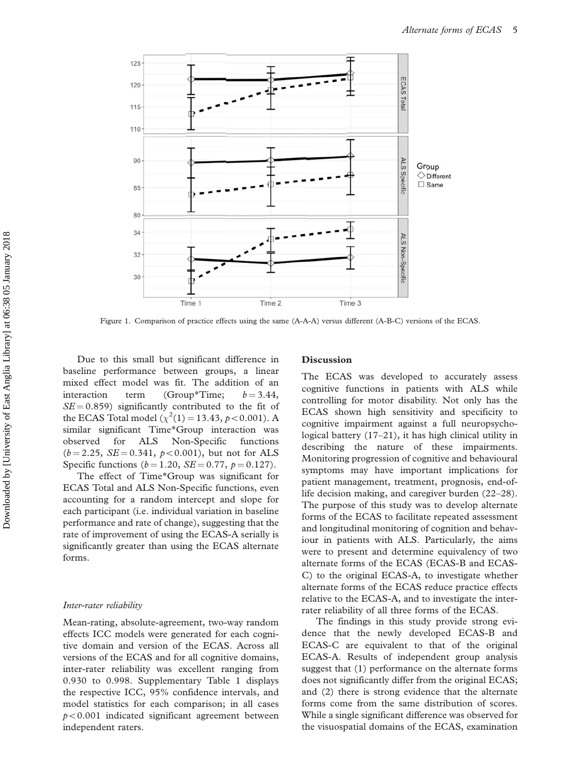Figure 1. Comparison of practice effects using the same (A-A-A) versus different (A-B-C) versions of the ECAS.

Due to this small but significant difference in baseline performance between groups, a linear mixed effect model was fit. The addition of an interaction term (Group*Time; $b = 3.44$, $SE = 0.859$) significantly contributed to the fit of the ECAS Total model ($\chi^2(1) = 13.43$, $p < 0.001$). A similar significant Time*Group interaction was observed for ALS Non-Specific functions ($b = 2.25$, $SE = 0.341$, $p < 0.001$), but not for ALS Specific functions ($b = 1.20$, $SE = 0.77$, $p = 0.127$).

The effect of Time*Group was significant for ECAS Total and ALS Non-Specific functions, even accounting for a random intercept and slope for each participant (i.e. individual variation in baseline performance and rate of change), suggesting that the rate of improvement of using the ECAS-A serially is significantly greater than using the ECAS alternate forms.

### *Inter-rater reliability*

Mean-rating, absolute-agreement, two-way random effects ICC models were generated for each cognitive domain and version of the ECAS. Across all versions of the ECAS and for all cognitive domains, inter-rater reliability was excellent ranging from 0.930 to 0.998. Supplementary Table 1 displays the respective ICC, 95% confidence intervals, and model statistics for each comparison; in all cases $p < 0.001$ indicated significant agreement between independent raters.

## Discussion

The ECAS was developed to accurately assess cognitive functions in patients with ALS while controlling for motor disability. Not only has the ECAS shown high sensitivity and specificity to cognitive impairment against a full neuropsychological battery (17–21), it has high clinical utility in describing the nature of these impairments. Monitoring progression of cognitive and behavioural symptoms may have important implications for patient management, treatment, prognosis, end-of-life decision making, and caregiver burden (22–28). The purpose of this study was to develop alternate forms of the ECAS to facilitate repeated assessment and longitudinal monitoring of cognition and behaviour in patients with ALS. Particularly, the aims were to present and determine equivalency of two alternate forms of the ECAS (ECAS-B and ECAS-C) to the original ECAS-A, to investigate whether alternate forms of the ECAS reduce practice effects relative to the ECAS-A, and to investigate the inter-rater reliability of all three forms of the ECAS.

The findings in this study provide strong evidence that the newly developed ECAS-B and ECAS-C are equivalent to that of the original ECAS-A. Results of independent group analysis suggest that (1) performance on the alternate forms does not significantly differ from the original ECAS; and (2) there is strong evidence that the alternate forms come from the same distribution of scores. While a single significant difference was observed for the visuospatial domains of the ECAS, examination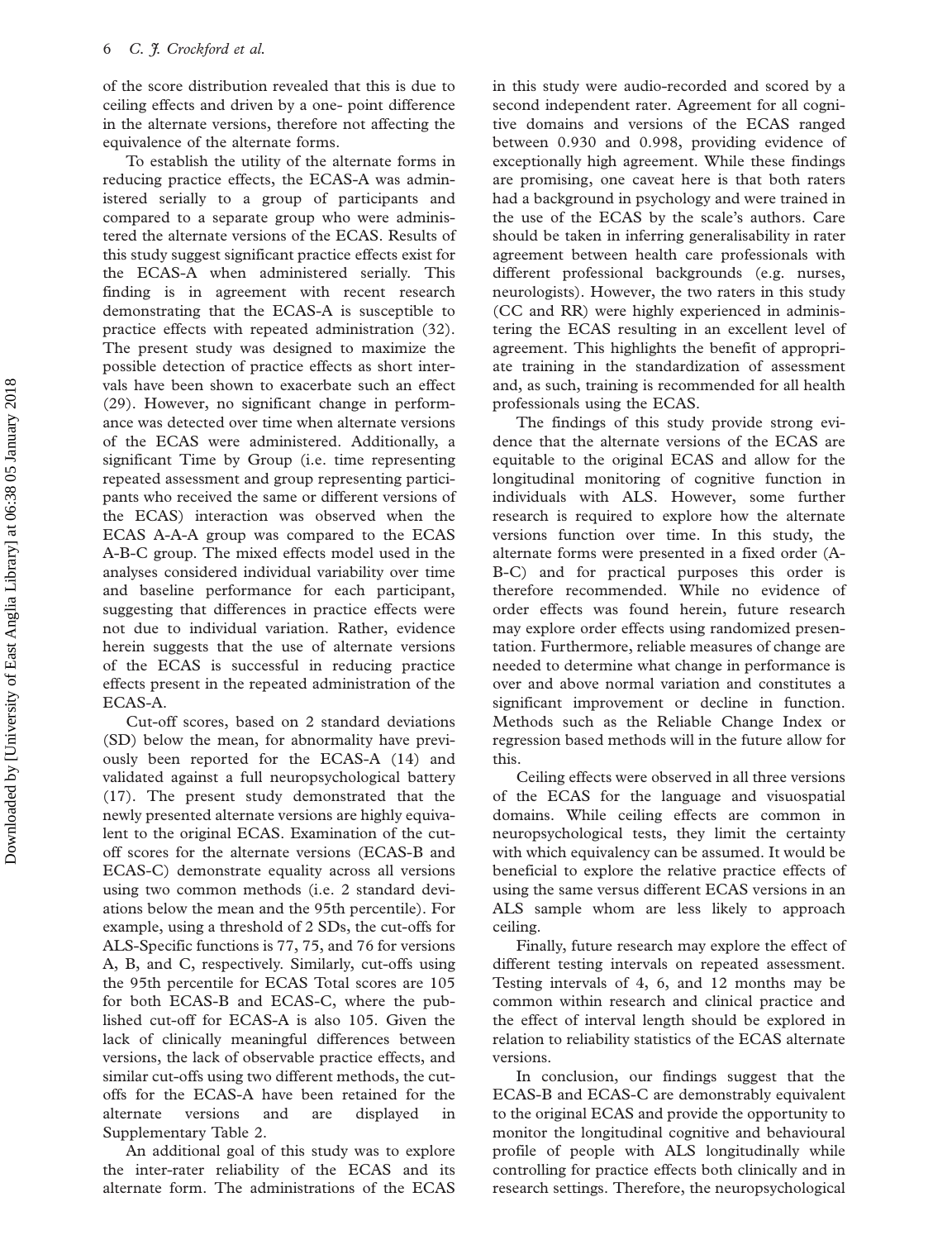of the score distribution revealed that this is due to ceiling effects and driven by a one- point difference in the alternate versions, therefore not affecting the equivalence of the alternate forms.

To establish the utility of the alternate forms in reducing practice effects, the ECAS-A was administered serially to a group of participants and compared to a separate group who were administered the alternate versions of the ECAS. Results of this study suggest significant practice effects exist for the ECAS-A when administered serially. This finding is in agreement with recent research demonstrating that the ECAS-A is susceptible to practice effects with repeated administration (32). The present study was designed to maximize the possible detection of practice effects as short intervals have been shown to exacerbate such an effect (29). However, no significant change in performance was detected over time when alternate versions of the ECAS were administered. Additionally, a significant Time by Group (i.e. time representing repeated assessment and group representing participants who received the same or different versions of the ECAS) interaction was observed when the ECAS A-A-A group was compared to the ECAS A-B-C group. The mixed effects model used in the analyses considered individual variability over time and baseline performance for each participant, suggesting that differences in practice effects were not due to individual variation. Rather, evidence herein suggests that the use of alternate versions of the ECAS is successful in reducing practice effects present in the repeated administration of the ECAS-A.

Cut-off scores, based on 2 standard deviations (SD) below the mean, for abnormality have previously been reported for the ECAS-A (14) and validated against a full neuropsychological battery (17). The present study demonstrated that the newly presented alternate versions are highly equivalent to the original ECAS. Examination of the cut-off scores for the alternate versions (ECAS-B and ECAS-C) demonstrate equality across all versions using two common methods (i.e. 2 standard deviations below the mean and the 95th percentile). For example, using a threshold of 2 SDs, the cut-offs for ALS-Specific functions is 77, 75, and 76 for versions A, B, and C, respectively. Similarly, cut-offs using the 95th percentile for ECAS Total scores are 105 for both ECAS-B and ECAS-C, where the published cut-off for ECAS-A is also 105. Given the lack of clinically meaningful differences between versions, the lack of observable practice effects, and similar cut-offs using two different methods, the cut-offs for the ECAS-A have been retained for the alternate versions and are displayed in Supplementary Table 2.

An additional goal of this study was to explore the inter-rater reliability of the ECAS and its alternate form. The administrations of the ECAS in this study were audio-recorded and scored by a second independent rater. Agreement for all cognitive domains and versions of the ECAS ranged between 0.930 and 0.998, providing evidence of exceptionally high agreement. While these findings are promising, one caveat here is that both raters had a background in psychology and were trained in the use of the ECAS by the scale's authors. Care should be taken in inferring generalisability in rater agreement between health care professionals with different professional backgrounds (e.g. nurses, neurologists). However, the two raters in this study (CC and RR) were highly experienced in administering the ECAS resulting in an excellent level of agreement. This highlights the benefit of appropriate training in the standardization of assessment and, as such, training is recommended for all health professionals using the ECAS.

The findings of this study provide strong evidence that the alternate versions of the ECAS are equitable to the original ECAS and allow for the longitudinal monitoring of cognitive function in individuals with ALS. However, some further research is required to explore how the alternate versions function over time. In this study, the alternate forms were presented in a fixed order (A-B-C) and for practical purposes this order is therefore recommended. While no evidence of order effects was found herein, future research may explore order effects using randomized presentation. Furthermore, reliable measures of change are needed to determine what change in performance is over and above normal variation and constitutes a significant improvement or decline in function. Methods such as the Reliable Change Index or regression based methods will in the future allow for this.

Ceiling effects were observed in all three versions of the ECAS for the language and visuospatial domains. While ceiling effects are common in neuropsychological tests, they limit the certainty with which equivalency can be assumed. It would be beneficial to explore the relative practice effects of using the same versus different ECAS versions in an ALS sample whom are less likely to approach ceiling.

Finally, future research may explore the effect of different testing intervals on repeated assessment. Testing intervals of 4, 6, and 12 months may be common within research and clinical practice and the effect of interval length should be explored in relation to reliability statistics of the ECAS alternate versions.

In conclusion, our findings suggest that the ECAS-B and ECAS-C are demonstrably equivalent to the original ECAS and provide the opportunity to monitor the longitudinal cognitive and behavioural profile of people with ALS longitudinally while controlling for practice effects both clinically and in research settings. Therefore, the neuropsychological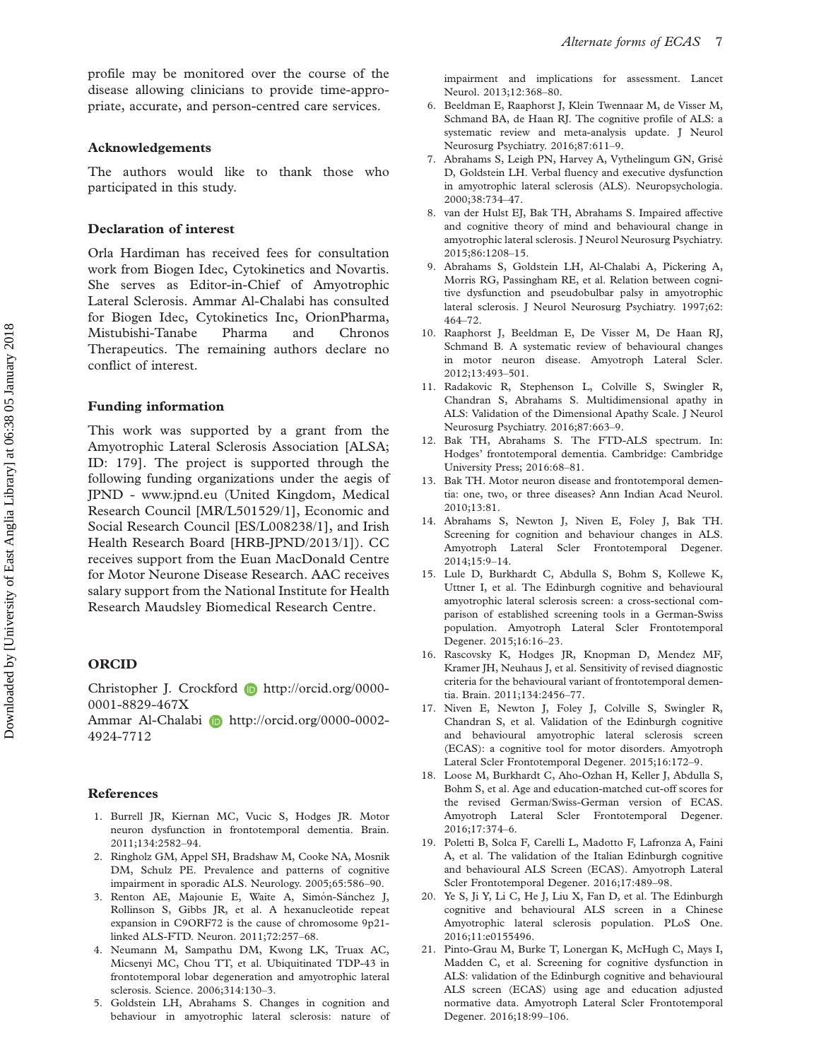profile may be monitored over the course of the disease allowing clinicians to provide time-appropriate, accurate, and person-centred care services.

## Acknowledgements

The authors would like to thank those who participated in this study.

## Declaration of interest

Orla Hardiman has received fees for consultation work from Biogen Idec, Cytokinetics and Novartis. She serves as Editor-in-Chief of Amyotrophic Lateral Sclerosis. Ammar Al-Chalabi has consulted for Biogen Idec, Cytokinetics Inc, OrionPharma, Mistubishi-Tanabe Pharma and Chronos Therapeutics. The remaining authors declare no conflict of interest.

## Funding information

This work was supported by a grant from the Amyotrophic Lateral Sclerosis Association [ALSA; ID: 179]. The project is supported through the following funding organizations under the aegis of JPND - www.jpnd.eu (United Kingdom, Medical Research Council [MR/L501529/1], Economic and Social Research Council [ES/L008238/1], and Irish Health Research Board [HRB-JPND/2013/1]). CC receives support from the Euan MacDonald Centre for Motor Neurone Disease Research. AAC receives salary support from the National Institute for Health Research Maudsley Biomedical Research Centre.

## ORCID

Christopher J. Crockford http://orcid.org/0000-0001-8829-467X
Ammar Al-Chalabi http://orcid.org/0000-0002-4924-7712

## References

1. Burrell JR, Kiernan MC, Vucic S, Hodges JR. Motor neuron dysfunction in frontotemporal dementia. Brain. 2011;134:2582–94.
2. Ringholz GM, Appel SH, Bradshaw M, Cooke NA, Mosnik DM, Schulz PE. Prevalence and patterns of cognitive impairment in sporadic ALS. Neurology. 2005;65:586–90.
3. Renton AE, Majounie E, Waite A, Simón-Sánchez J, Rollinson S, Gibbs JR, et al. A hexanucleotide repeat expansion in C9ORF72 is the cause of chromosome 9p21-linked ALS-FTD. Neuron. 2011;72:257–68.
4. Neumann M, Sampathu DM, Kwong LK, Truax AC, Micsenyi MC, Chou TT, et al. Ubiquitinated TDP-43 in frontotemporal lobar degeneration and amyotrophic lateral sclerosis. Science. 2006;314:130–3.
5. Goldstein LH, Abrahams S. Changes in cognition and behaviour in amyotrophic lateral sclerosis: nature of impairment and implications for assessment. Lancet Neurol. 2013;12:368–80.
6. Beeldman E, Raaphorst J, Klein Twennaar M, de Visser M, Schmand BA, de Haan RJ. The cognitive profile of ALS: a systematic review and meta-analysis update. J Neurol Neurosurg Psychiatry. 2016;87:611–9.
7. Abrahams S, Leigh PN, Harvey A, Vythelingum GN, Grisé D, Goldstein LH. Verbal fluency and executive dysfunction in amyotrophic lateral sclerosis (ALS). Neuropsychologia. 2000;38:734–47.
8. van der Hulst EJ, Bak TH, Abrahams S. Impaired affective and cognitive theory of mind and behavioural change in amyotrophic lateral sclerosis. J Neurol Neurosurg Psychiatry. 2015;86:1208–15.
9. Abrahams S, Goldstein LH, Al-Chalabi A, Pickering A, Morris RG, Passingham RE, et al. Relation between cognitive dysfunction and pseudobulbar palsy in amyotrophic lateral sclerosis. J Neurol Neurosurg Psychiatry. 1997;62:464–72.
10. Raaphorst J, Beeldman E, De Visser M, De Haan RJ, Schmand B. A systematic review of behavioural changes in motor neuron disease. Amyotroph Lateral Scler. 2012;13:493–501.
11. Radakovic R, Stephenson L, Colville S, Swingler R, Chandran S, Abrahams S. Multidimensional apathy in ALS: Validation of the Dimensional Apathy Scale. J Neurol Neurosurg Psychiatry. 2016;87:663–9.
12. Bak TH, Abrahams S. The FTD-ALS spectrum. In: Hodges' frontotemporal dementia. Cambridge: Cambridge University Press; 2016:68–81.
13. Bak TH. Motor neuron disease and frontotemporal dementia: one, two, or three diseases? Ann Indian Acad Neurol. 2010;13:81.
14. Abrahams S, Newton J, Niven E, Foley J, Bak TH. Screening for cognition and behaviour changes in ALS. Amyotroph Lateral Scler Frontotemporal Degener. 2014;15:9–14.
15. Lule D, Burkhardt C, Abdulla S, Bohm S, Kollewe K, Uttner I, et al. The Edinburgh cognitive and behavioural amyotrophic lateral sclerosis screen: a cross-sectional comparison of established screening tools in a German-Swiss population. Amyotroph Lateral Scler Frontotemporal Degener. 2015;16:16–23.
16. Rascovsky K, Hodges JR, Knopman D, Mendez MF, Kramer JH, Neuhaus J, et al. Sensitivity of revised diagnostic criteria for the behavioural variant of frontotemporal dementia. Brain. 2011;134:2456–77.
17. Niven E, Newton J, Foley J, Colville S, Swingler R, Chandran S, et al. Validation of the Edinburgh cognitive and behavioural amyotrophic lateral sclerosis screen (ECAS): a cognitive tool for motor disorders. Amyotroph Lateral Scler Frontotemporal Degener. 2015;16:172–9.
18. Loose M, Burkhardt C, Aho-Ozhan H, Keller J, Abdulla S, Bohm S, et al. Age and education-matched cut-off scores for the revised German/Swiss-German version of ECAS. Amyotroph Lateral Scler Frontotemporal Degener. 2016;17:374–6.
19. Poletti B, Solca F, Carelli L, Madotto F, Lafronza A, Faini A, et al. The validation of the Italian Edinburgh cognitive and behavioural ALS Screen (ECAS). Amyotroph Lateral Scler Frontotemporal Degener. 2016;17:489–98.
20. Ye S, Ji Y, Li C, He J, Liu X, Fan D, et al. The Edinburgh cognitive and behavioural ALS screen in a Chinese Amyotrophic lateral sclerosis population. PLoS One. 2016;11:e0155496.
21. Pinto-Grau M, Burke T, Lonergan K, McHugh C, Mays I, Madden C, et al. Screening for cognitive dysfunction in ALS: validation of the Edinburgh cognitive and behavioural ALS screen (ECAS) using age and education adjusted normative data. Amyotroph Lateral Scler Frontotemporal Degener. 2016;18:99–106.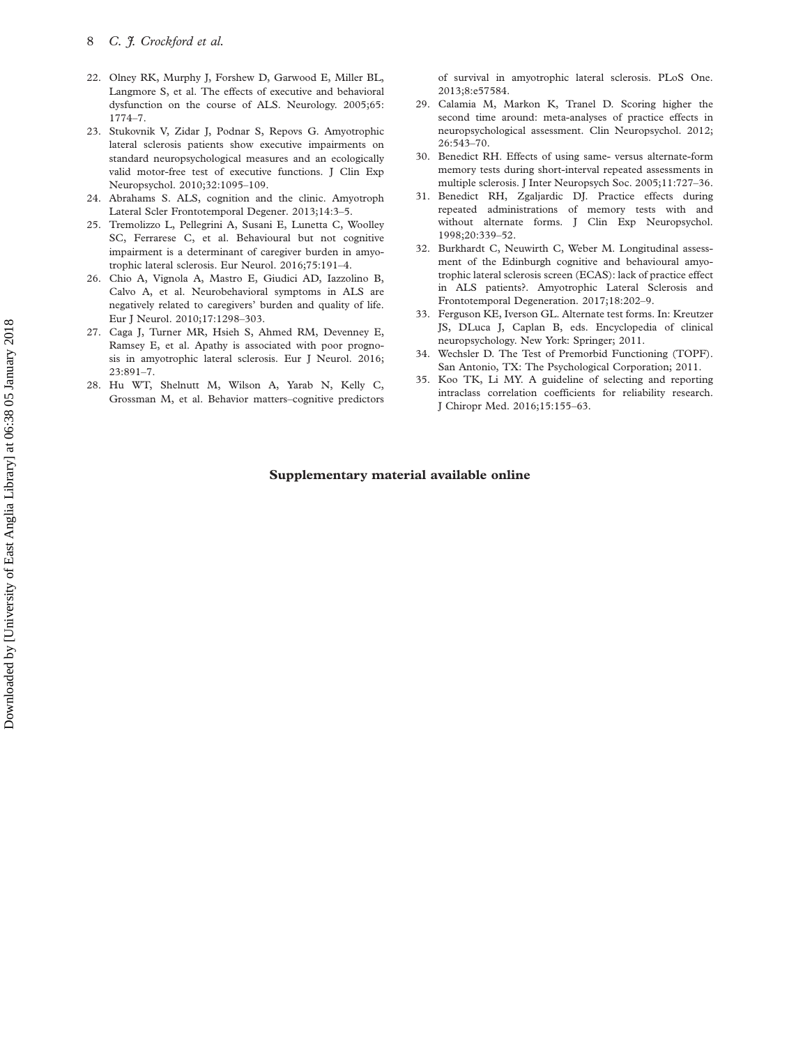22. Olney RK, Murphy J, Forshew D, Garwood E, Miller BL, Langmore S, et al. The effects of executive and behavioral dysfunction on the course of ALS. Neurology. 2005;65:1774–7.
23. Stukovnik V, Zidar J, Podnar S, Repovs G. Amyotrophic lateral sclerosis patients show executive impairments on standard neuropsychological measures and an ecologically valid motor-free test of executive functions. J Clin Exp Neuropsychol. 2010;32:1095–109.
24. Abrahams S. ALS, cognition and the clinic. Amyotroph Lateral Scler Frontotemporal Degener. 2013;14:3–5.
25. Tremolizzo L, Pellegrini A, Susani E, Lunetta C, Woolley SC, Ferrarese C, et al. Behavioural but not cognitive impairment is a determinant of caregiver burden in amyotrophic lateral sclerosis. Eur Neurol. 2016;75:191–4.
26. Chio A, Vignola A, Mastro E, Giudici AD, Iazzolino B, Calvo A, et al. Neurobehavioral symptoms in ALS are negatively related to caregivers' burden and quality of life. Eur J Neurol. 2010;17:1298–303.
27. Caga J, Turner MR, Hsieh S, Ahmed RM, Devenney E, Ramsey E, et al. Apathy is associated with poor prognosis in amyotrophic lateral sclerosis. Eur J Neurol. 2016;23:891–7.
28. Hu WT, Shelnutt M, Wilson A, Yarab N, Kelly C, Grossman M, et al. Behavior matters–cognitive predictors of survival in amyotrophic lateral sclerosis. PLoS One. 2013;8:e57584.
29. Calamia M, Markon K, Tranel D. Scoring higher the second time around: meta-analyses of practice effects in neuropsychological assessment. Clin Neuropsychol. 2012;26:543–70.
30. Benedict RH. Effects of using same- versus alternate-form memory tests during short-interval repeated assessments in multiple sclerosis. J Inter Neuropsych Soc. 2005;11:727–36.
31. Benedict RH, Zgaljardic DJ. Practice effects during repeated administrations of memory tests with and without alternate forms. J Clin Exp Neuropsychol. 1998;20:339–52.
32. Burkhardt C, Neuwirth C, Weber M. Longitudinal assessment of the Edinburgh cognitive and behavioural amyotrophic lateral sclerosis screen (ECAS): lack of practice effect in ALS patients?. Amyotrophic Lateral Sclerosis and Frontotemporal Degeneration. 2017;18:202–9.
33. Ferguson KE, Iverson GL. Alternate test forms. In: Kreutzer JS, DLuca J, Caplan B, eds. Encyclopedia of clinical neuropsychology. New York: Springer; 2011.
34. Wechsler D. The Test of Premorbid Functioning (TOPF). San Antonio, TX: The Psychological Corporation; 2011.
35. Koo TK, Li MY. A guideline of selecting and reporting intraclass correlation coefficients for reliability research. J Chiropr Med. 2016;15:155–63.

**Supplementary material available online**